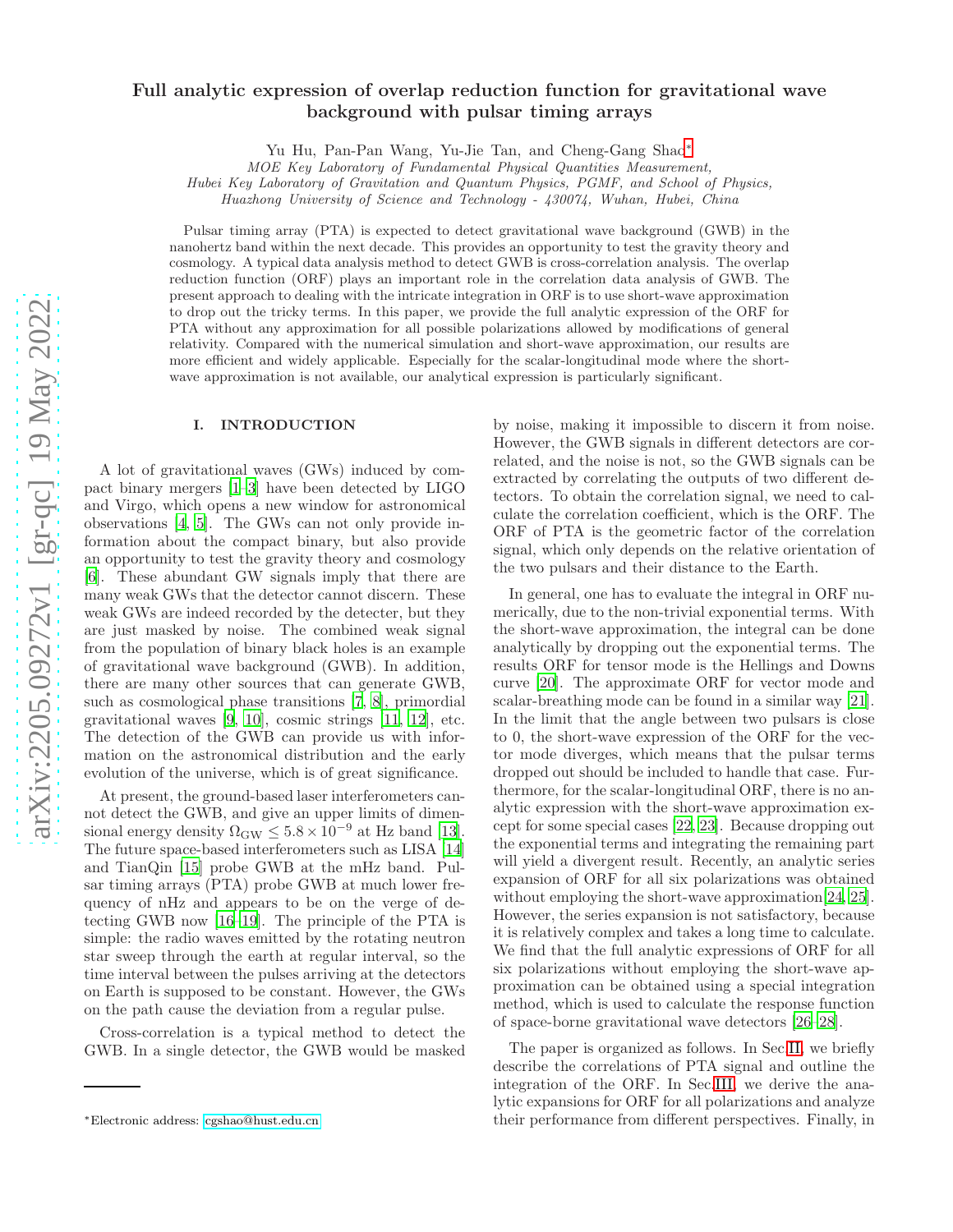# Full analytic expression of overlap reduction function for gravitational wave background with pulsar timing arrays

Yu Hu, Pan-Pan Wang, Yu-Jie Tan, and Cheng-Gang Shao*

*MOE Key Laboratory of Fundamental Physical Quantities Measurement,*
*Hubei Key Laboratory of Gravitation and Quantum Physics, PGMF, and School of Physics,*
*Huazhong University of Science and Technology - 430074, Wuhan, Hubei, China*

Pulsar timing array (PTA) is expected to detect gravitational wave background (GWB) in the nanohertz band within the next decade. This provides an opportunity to test the gravity theory and cosmology. A typical data analysis method to detect GWB is cross-correlation analysis. The overlap reduction function (ORF) plays an important role in the correlation data analysis of GWB. The present approach to dealing with the intricate integration in ORF is to use short-wave approximation to drop out the tricky terms. In this paper, we provide the full analytic expression of the ORF for PTA without any approximation for all possible polarizations allowed by modifications of general relativity. Compared with the numerical simulation and short-wave approximation, our results are more efficient and widely applicable. Especially for the scalar-longitudinal mode where the short-wave approximation is not available, our analytical expression is particularly significant.

## I. INTRODUCTION

A lot of gravitational waves (GWs) induced by compact binary mergers [1–3] have been detected by LIGO and Virgo, which opens a new window for astronomical observations [4, 5]. The GWs can not only provide information about the compact binary, but also provide an opportunity to test the gravity theory and cosmology [6]. These abundant GW signals imply that there are many weak GWs that the detector cannot discern. These weak GWs are indeed recorded by the detecter, but they are just masked by noise. The combined weak signal from the population of binary black holes is an example of gravitational wave background (GWB). In addition, there are many other sources that can generate GWB, such as cosmological phase transitions [7, 8], primordial gravitational waves [9, 10], cosmic strings [11, 12], etc. The detection of the GWB can provide us with information on the astronomical distribution and the early evolution of the universe, which is of great significance.

At present, the ground-based laser interferometers cannot detect the GWB, and give an upper limits of dimensional energy density $\Omega_{\rm GW} \leq 5.8 \times 10^{-9}$ at Hz band [13]. The future space-based interferometers such as LISA [14] and TianQin [15] probe GWB at the mHz band. Pulsar timing arrays (PTA) probe GWB at much lower frequency of nHz and appears to be on the verge of detecting GWB now [16–19]. The principle of the PTA is simple: the radio waves emitted by the rotating neutron star sweep through the earth at regular interval, so the time interval between the pulses arriving at the detectors on Earth is supposed to be constant. However, the GWs on the path cause the deviation from a regular pulse.

Cross-correlation is a typical method to detect the GWB. In a single detector, the GWB would be masked by noise, making it impossible to discern it from noise. However, the GWB signals in different detectors are correlated, and the noise is not, so the GWB signals can be extracted by correlating the outputs of two different detectors. To obtain the correlation signal, we need to calculate the correlation coefficient, which is the ORF. The ORF of PTA is the geometric factor of the correlation signal, which only depends on the relative orientation of the two pulsars and their distance to the Earth.

In general, one has to evaluate the integral in ORF numerically, due to the non-trivial exponential terms. With the short-wave approximation, the integral can be done analytically by dropping out the exponential terms. The results ORF for tensor mode is the Hellings and Downs curve [20]. The approximate ORF for vector mode and scalar-breathing mode can be found in a similar way [21]. In the limit that the angle between two pulsars is close to 0, the short-wave expression of the ORF for the vector mode diverges, which means that the pulsar terms dropped out should be included to handle that case. Furthermore, for the scalar-longitudinal ORF, there is no analytic expression with the short-wave approximation except for some special cases [22, 23]. Because dropping out the exponential terms and integrating the remaining part will yield a divergent result. Recently, an analytic series expansion of ORF for all six polarizations was obtained without employing the short-wave approximation[24, 25]. However, the series expansion is not satisfactory, because it is relatively complex and takes a long time to calculate. We find that the full analytic expressions of ORF for all six polarizations without employing the short-wave approximation can be obtained using a special integration method, which is used to calculate the response function of space-borne gravitational wave detectors [26–28].

The paper is organized as follows. In Sec.II, we briefly describe the correlations of PTA signal and outline the integration of the ORF. In Sec.III, we derive the analytic expansions for ORF for all polarizations and analyze their performance from different perspectives. Finally, in

*Electronic address: cgshao@hust.edu.cn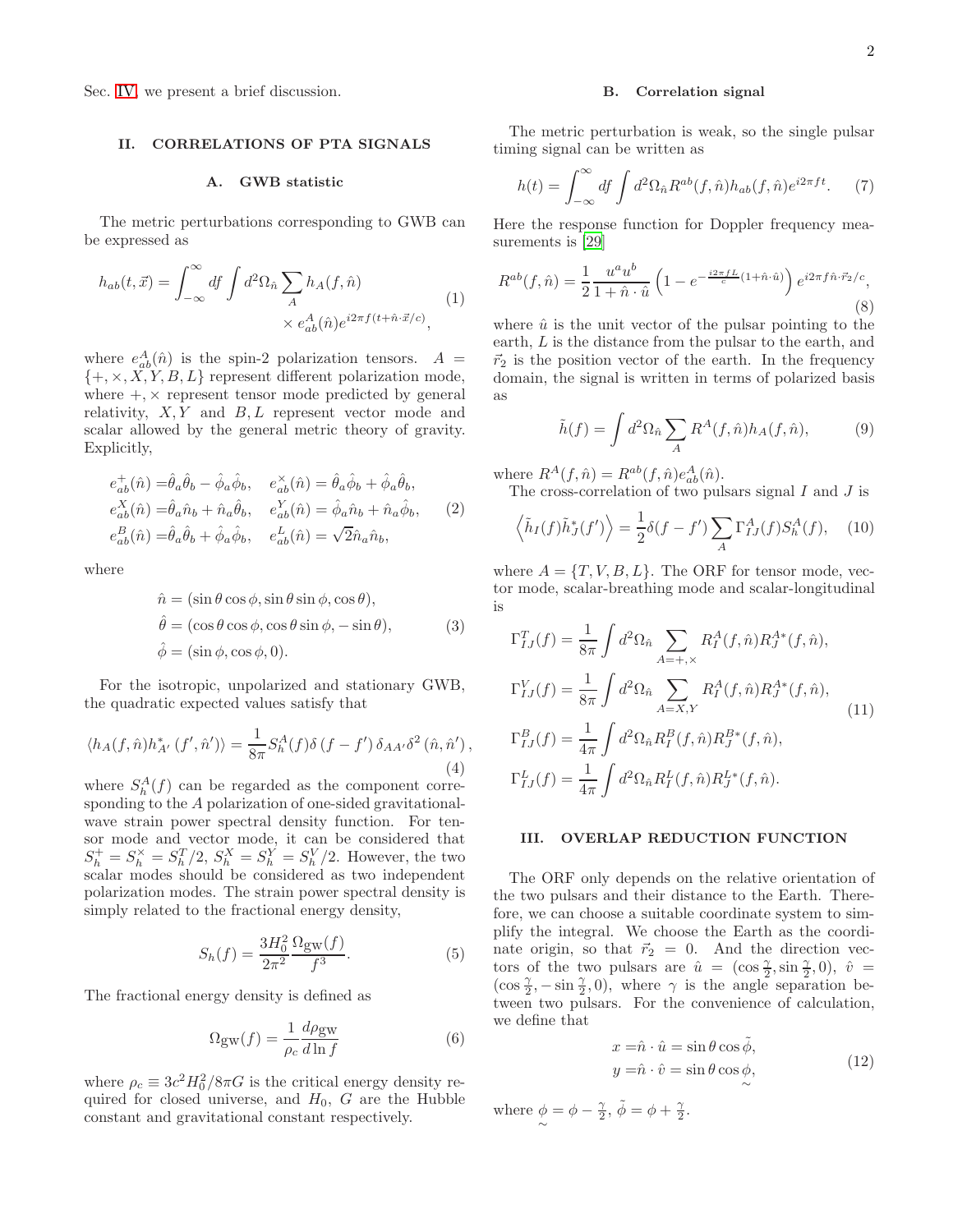Sec. IV, we present a brief discussion.

## II. CORRELATIONS OF PTA SIGNALS

### A. GWB statistic

The metric perturbations corresponding to GWB can be expressed as

$$h_{ab}(t,\vec{x}) = \int_{-\infty}^{\infty} df \int d^2\Omega_{\hat{n}} \sum_A h_A(f,\hat{n}) \times e^A_{ab}(\hat{n}) e^{i2\pi f(t+\hat{n}\cdot\vec{x}/c)}, \tag{1}$$

where $e^A_{ab}(\hat{n})$ is the spin-2 polarization tensors. $A = \{+,\times,X,Y,B,L\}$ represent different polarization mode, where $+,\times$ represent tensor mode predicted by general relativity, $X,Y$ and $B,L$ represent vector mode and scalar allowed by the general metric theory of gravity. Explicitly,

$$\begin{aligned}
e^+_{ab}(\hat{n}) &= \hat{\theta}_a\hat{\theta}_b - \hat{\phi}_a\hat{\phi}_b, \quad e^\times_{ab}(\hat{n}) = \hat{\theta}_a\hat{\phi}_b + \hat{\phi}_a\hat{\theta}_b, \\
e^X_{ab}(\hat{n}) &= \hat{\theta}_a\hat{n}_b + \hat{n}_a\hat{\theta}_b, \quad e^Y_{ab}(\hat{n}) = \hat{\phi}_a\hat{n}_b + \hat{n}_a\hat{\phi}_b, \\
e^B_{ab}(\hat{n}) &= \hat{\theta}_a\hat{\theta}_b + \hat{\phi}_a\hat{\phi}_b, \quad e^L_{ab}(\hat{n}) = \sqrt{2}\hat{n}_a\hat{n}_b,
\end{aligned} \tag{2}$$

where

$$\begin{aligned}
\hat{n} &= (\sin\theta\cos\phi, \sin\theta\sin\phi, \cos\theta), \\
\hat{\theta} &= (\cos\theta\cos\phi, \cos\theta\sin\phi, -\sin\theta), \\
\hat{\phi} &= (\sin\phi, \cos\phi, 0).
\end{aligned} \tag{3}$$

For the isotropic, unpolarized and stationary GWB, the quadratic expected values satisfy that

$$\langle h_A(f,\hat{n}) h^*_{A'}(f',\hat{n}')\rangle = \frac{1}{8\pi} S^A_h(f)\delta(f-f')\delta_{AA'}\delta^2(\hat{n},\hat{n}'), \tag{4}$$

where $S^A_h(f)$ can be regarded as the component corresponding to the $A$ polarization of one-sided gravitational-wave strain power spectral density function. For tensor mode and vector mode, it can be considered that $S^+_h = S^\times_h = S^T_h/2$, $S^X_h = S^Y_h = S^V_h/2$. However, the two scalar modes should be considered as two independent polarization modes. The strain power spectral density is simply related to the fractional energy density,

$$S_h(f) = \frac{3H_0^2}{2\pi^2}\frac{\Omega_{\rm gw}(f)}{f^3}. \tag{5}$$

The fractional energy density is defined as

$$\Omega_{\rm gw}(f) = \frac{1}{\rho_c}\frac{d\rho_{\rm gw}}{d\ln f} \tag{6}$$

where $\rho_c \equiv 3c^2H_0^2/8\pi G$ is the critical energy density required for closed universe, and $H_0$, $G$ are the Hubble constant and gravitational constant respectively.

### B. Correlation signal

The metric perturbation is weak, so the single pulsar timing signal can be written as

$$h(t) = \int_{-\infty}^{\infty} df \int d^2\Omega_{\hat{n}} R^{ab}(f,\hat{n}) h_{ab}(f,\hat{n}) e^{i2\pi ft}. \tag{7}$$

Here the response function for Doppler frequency measurements is [29]

$$R^{ab}(f,\hat{n}) = \frac{1}{2}\frac{u^a u^b}{1+\hat{n}\cdot\hat{u}}\left(1 - e^{-\frac{i2\pi fL}{c}(1+\hat{n}\cdot\hat{u})}\right) e^{i2\pi f\hat{n}\cdot\vec{r}_2/c}, \tag{8}$$

where $\hat{u}$ is the unit vector of the pulsar pointing to the earth, $L$ is the distance from the pulsar to the earth, and $\vec{r}_2$ is the position vector of the earth. In the frequency domain, the signal is written in terms of polarized basis as

$$\tilde{h}(f) = \int d^2\Omega_{\hat{n}} \sum_A R^A(f,\hat{n}) h_A(f,\hat{n}), \tag{9}$$

where $R^A(f,\hat{n}) = R^{ab}(f,\hat{n}) e^A_{ab}(\hat{n})$.

The cross-correlation of two pulsars signal $I$ and $J$ is

$$\left\langle \tilde{h}_I(f)\tilde{h}^*_J(f')\right\rangle = \frac{1}{2}\delta(f-f')\sum_A \Gamma^A_{IJ}(f) S^A_h(f), \tag{10}$$

where $A = \{T,V,B,L\}$. The ORF for tensor mode, vector mode, scalar-breathing mode and scalar-longitudinal is

$$\begin{aligned}
\Gamma^T_{IJ}(f) &= \frac{1}{8\pi}\int d^2\Omega_{\hat{n}} \sum_{A=+,\times} R^A_I(f,\hat{n}) R^{A*}_J(f,\hat{n}), \\
\Gamma^V_{IJ}(f) &= \frac{1}{8\pi}\int d^2\Omega_{\hat{n}} \sum_{A=X,Y} R^A_I(f,\hat{n}) R^{A*}_J(f,\hat{n}), \\
\Gamma^B_{IJ}(f) &= \frac{1}{4\pi}\int d^2\Omega_{\hat{n}} R^B_I(f,\hat{n}) R^{B*}_J(f,\hat{n}), \\
\Gamma^L_{IJ}(f) &= \frac{1}{4\pi}\int d^2\Omega_{\hat{n}} R^L_I(f,\hat{n}) R^{L*}_J(f,\hat{n}).
\end{aligned} \tag{11}$$

## III. OVERLAP REDUCTION FUNCTION

The ORF only depends on the relative orientation of the two pulsars and their distance to the Earth. Therefore, we can choose a suitable coordinate system to simplify the integral. We choose the Earth as the coordinate origin, so that $\vec{r}_2 = 0$. And the direction vectors of the two pulsars are $\hat{u} = (\cos\frac{\gamma}{2}, \sin\frac{\gamma}{2}, 0)$, $\hat{v} = (\cos\frac{\gamma}{2}, -\sin\frac{\gamma}{2}, 0)$, where $\gamma$ is the angle separation between two pulsars. For the convenience of calculation, we define that

$$\begin{aligned}
x &= \hat{n}\cdot\hat{u} = \sin\theta\cos\tilde{\phi}, \\
y &= \hat{n}\cdot\hat{v} = \sin\theta\cos\underset{\sim}{\phi},
\end{aligned} \tag{12}$$

where $\underset{\sim}{\phi} = \phi - \frac{\gamma}{2}$, $\tilde{\phi} = \phi + \frac{\gamma}{2}$.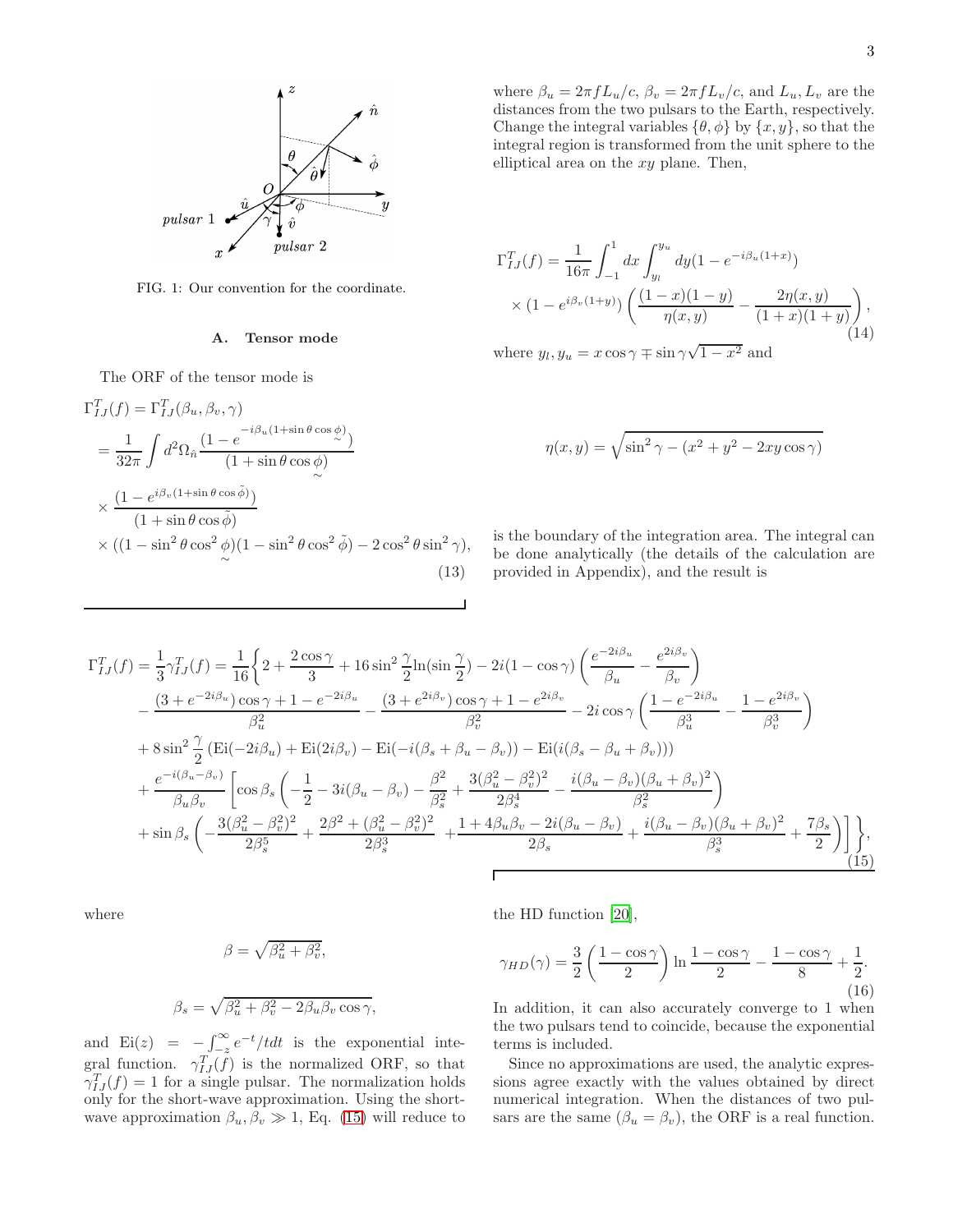FIG. 1: Our convention for the coordinate.

### A. Tensor mode

The ORF of the tensor mode is

$$
\begin{aligned}
\Gamma^T_{IJ}(f) &= \Gamma^T_{IJ}(\beta_u, \beta_v, \gamma) \\
&= \frac{1}{32\pi}\int d^2\Omega_{\hat{n}} \frac{(1-e^{-i\beta_u(1+\sin\theta\cos\underset{\sim}{\phi})})}{(1+\sin\theta\cos\underset{\sim}{\phi})} \\
&\times \frac{(1-e^{i\beta_v(1+\sin\theta\cos\tilde{\phi})})}{(1+\sin\theta\cos\tilde{\phi})} \\
&\times ((1-\sin^2\theta\cos^2\underset{\sim}{\phi})(1-\sin^2\theta\cos^2\tilde{\phi}) - 2\cos^2\theta\sin^2\gamma),
\end{aligned}
\tag{13}
$$

where $\beta_u = 2\pi f L_u/c$, $\beta_v = 2\pi f L_v/c$, and $L_u, L_v$ are the distances from the two pulsars to the Earth, respectively. Change the integral variables $\{\theta,\phi\}$ by $\{x,y\}$, so that the integral region is transformed from the unit sphere to the elliptical area on the $xy$ plane. Then,

$$
\begin{aligned}
\Gamma^T_{IJ}(f) = \frac{1}{16\pi}\int_{-1}^{1} dx \int_{y_l}^{y_u} dy (1-e^{-i\beta_u(1+x)}) \\
\times (1-e^{i\beta_v(1+y)})\left(\frac{(1-x)(1-y)}{\eta(x,y)} - \frac{2\eta(x,y)}{(1+x)(1+y)}\right),
\end{aligned}
\tag{14}
$$

where $y_l, y_u = x\cos\gamma \mp \sin\gamma\sqrt{1-x^2}$ and

$$
\eta(x,y) = \sqrt{\sin^2\gamma - (x^2+y^2-2xy\cos\gamma)}
$$

is the boundary of the integration area. The integral can be done analytically (the details of the calculation are provided in Appendix), and the result is

$$
\begin{aligned}
\Gamma^T_{IJ}(f) = \frac{1}{3}\gamma^T_{IJ}(f) = \frac{1}{16}\Bigg\{ & 2 + \frac{2\cos\gamma}{3} + 16\sin^2\frac{\gamma}{2}\ln(\sin\frac{\gamma}{2}) - 2i(1-\cos\gamma)\left(\frac{e^{-2i\beta_u}}{\beta_u} - \frac{e^{2i\beta_v}}{\beta_v}\right) \\
& - \frac{(3+e^{-2i\beta_u})\cos\gamma + 1 - e^{-2i\beta_u}}{\beta_u^2} - \frac{(3+e^{2i\beta_v})\cos\gamma + 1 - e^{2i\beta_v}}{\beta_v^2} - 2i\cos\gamma\left(\frac{1-e^{-2i\beta_u}}{\beta_u^3} - \frac{1-e^{2i\beta_v}}{\beta_v^3}\right) \\
& + 8\sin^2\frac{\gamma}{2}\left(\mathrm{Ei}(-2i\beta_u) + \mathrm{Ei}(2i\beta_v) - \mathrm{Ei}(-i(\beta_s+\beta_u-\beta_v)) - \mathrm{Ei}(i(\beta_s-\beta_u+\beta_v))\right) \\
& + \frac{e^{-i(\beta_u-\beta_v)}}{\beta_u\beta_v}\Bigg[\cos\beta_s\left(-\frac{1}{2} - 3i(\beta_u-\beta_v) - \frac{\beta^2}{\beta_s^2} + \frac{3(\beta_u^2-\beta_v^2)^2}{2\beta_s^4} - \frac{i(\beta_u-\beta_v)(\beta_u+\beta_v)^2}{\beta_s^2}\right) \\
& + \sin\beta_s\left(-\frac{3(\beta_u^2-\beta_v^2)^2}{2\beta_s^5} + \frac{2\beta^2+(\beta_u^2-\beta_v^2)^2}{2\beta_s^3} + \frac{1+4\beta_u\beta_v-2i(\beta_u-\beta_v)}{2\beta_s} + \frac{i(\beta_u-\beta_v)(\beta_u+\beta_v)^2}{\beta_s^3} + \frac{7\beta_s}{2}\right)\Bigg]\Bigg\},
\end{aligned}
\tag{15}
$$

where

$$
\beta = \sqrt{\beta_u^2+\beta_v^2},
$$

$$
\beta_s = \sqrt{\beta_u^2+\beta_v^2-2\beta_u\beta_v\cos\gamma},
$$

and $\mathrm{Ei}(z) = -\int_{-z}^{\infty} e^{-t}/t dt$ is the exponential integral function. $\gamma^T_{IJ}(f)$ is the normalized ORF, so that $\gamma^T_{IJ}(f) = 1$ for a single pulsar. The normalization holds only for the short-wave approximation. Using the short-wave approximation $\beta_u, \beta_v \gg 1$, Eq. (15) will reduce to the HD function [20],

$$
\gamma_{HD}(\gamma) = \frac{3}{2}\left(\frac{1-\cos\gamma}{2}\right)\ln\frac{1-\cos\gamma}{2} - \frac{1-\cos\gamma}{8} + \frac{1}{2}.
\tag{16}
$$

In addition, it can also accurately converge to 1 when the two pulsars tend to coincide, because the exponential terms is included.

Since no approximations are used, the analytic expressions agree exactly with the values obtained by direct numerical integration. When the distances of two pulsars are the same ($\beta_u = \beta_v$), the ORF is a real function.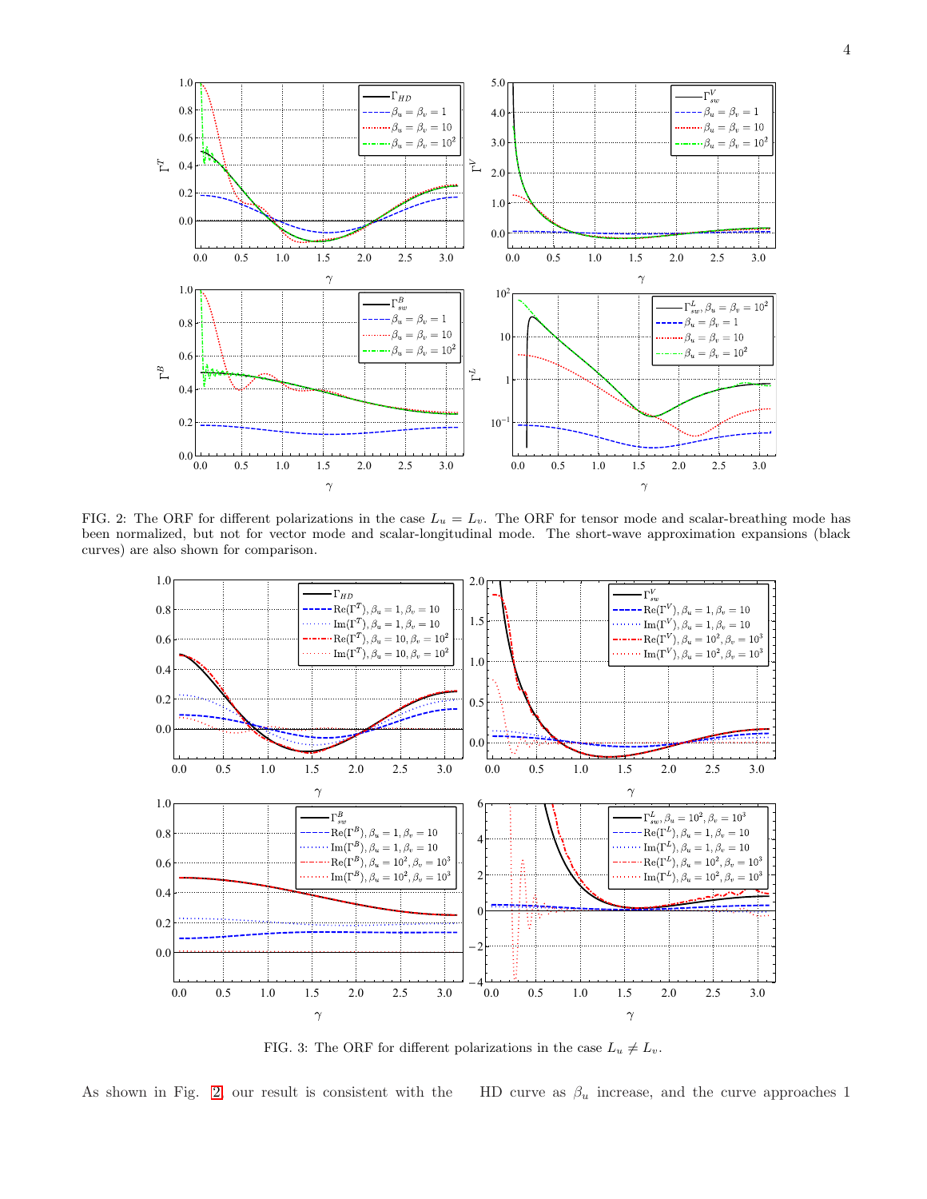FIG. 2: The ORF for different polarizations in the case $L_u = L_v$. The ORF for tensor mode and scalar-breathing mode has been normalized, but not for vector mode and scalar-longitudinal mode. The short-wave approximation expansions (black curves) are also shown for comparison.

FIG. 3: The ORF for different polarizations in the case $L_u \neq L_v$.

As shown in Fig. 2, our result is consistent with the HD curve as $\beta_u$ increase, and the curve approaches 1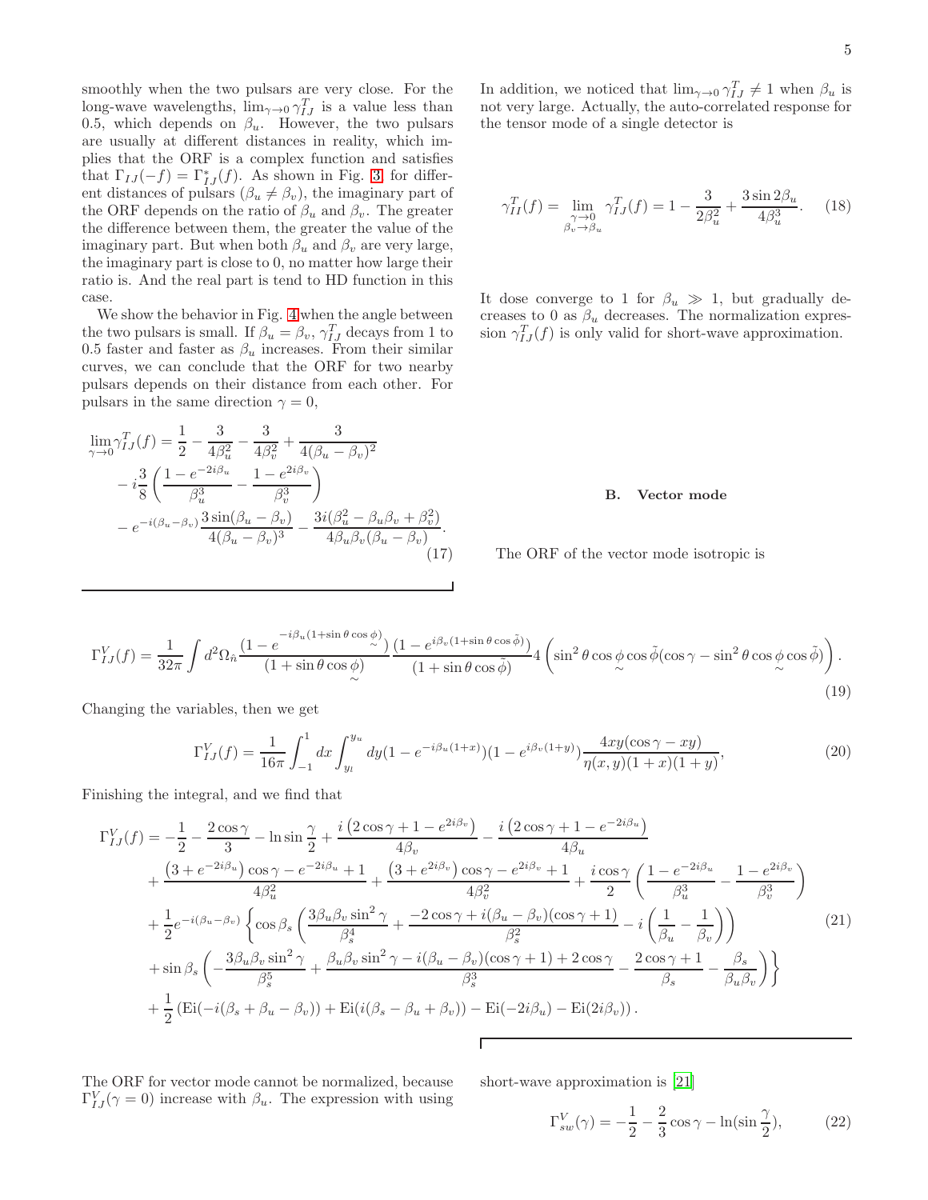smoothly when the two pulsars are very close. For the long-wave wavelengths, $\lim_{\gamma\to 0}\gamma^T_{IJ}$ is a value less than 0.5, which depends on $\beta_u$. However, the two pulsars are usually at different distances in reality, which implies that the ORF is a complex function and satisfies that $\Gamma_{IJ}(-f) = \Gamma^*_{IJ}(f)$. As shown in Fig. 3, for different distances of pulsars ($\beta_u \neq \beta_v$), the imaginary part of the ORF depends on the ratio of $\beta_u$ and $\beta_v$. The greater the difference between them, the greater the value of the imaginary part. But when both $\beta_u$ and $\beta_v$ are very large, the imaginary part is close to 0, no matter how large their ratio is. And the real part is tend to HD function in this case.

We show the behavior in Fig. 4 when the angle between the two pulsars is small. If $\beta_u = \beta_v$, $\gamma^T_{IJ}$ decays from 1 to 0.5 faster and faster as $\beta_u$ increases. From their similar curves, we can conclude that the ORF for two nearby pulsars depends on their distance from each other. For pulsars in the same direction $\gamma = 0$,

$$
\begin{aligned}
\lim_{\gamma\to 0}\gamma^T_{IJ}(f) =& \frac{1}{2} - \frac{3}{4\beta_u^2} - \frac{3}{4\beta_v^2} + \frac{3}{4(\beta_u-\beta_v)^2} \\
&- i\frac{3}{8}\left(\frac{1-e^{-2i\beta_u}}{\beta_u^3} - \frac{1-e^{2i\beta_v}}{\beta_v^3}\right) \\
&- e^{-i(\beta_u-\beta_v)}\frac{3\sin(\beta_u-\beta_v)}{4(\beta_u-\beta_v)^3} - \frac{3i(\beta_u^2-\beta_u\beta_v+\beta_v^2)}{4\beta_u\beta_v(\beta_u-\beta_v)}.
\end{aligned}
\tag{17}
$$

In addition, we noticed that $\lim_{\gamma\to 0}\gamma^T_{IJ} \neq 1$ when $\beta_u$ is not very large. Actually, the auto-correlated response for the tensor mode of a single detector is

$$
\gamma^T_{II}(f) = \lim_{\substack{\gamma\to 0\\ \beta_v\to\beta_u}}\gamma^T_{IJ}(f) = 1 - \frac{3}{2\beta_u^2} + \frac{3\sin 2\beta_u}{4\beta_u^3}. \tag{18}
$$

It dose converge to 1 for $\beta_u \gg 1$, but gradually decreases to 0 as $\beta_u$ decreases. The normalization expression $\gamma^T_{IJ}(f)$ is only valid for short-wave approximation.

### B. Vector mode

The ORF of the vector mode isotropic is

$$
\Gamma^V_{IJ}(f) = \frac{1}{32\pi}\int d^2\Omega_{\hat{n}}\frac{(1-e^{-i\beta_u(1+\sin\theta\cos\phi)})}{(1+\sin\theta\cos\phi)}\frac{(1-e^{i\beta_v(1+\sin\theta\cos\tilde{\phi})})}{(1+\sin\theta\cos\tilde{\phi})}4\left(\sin^2\theta\cos\phi\cos\tilde{\phi}(\cos\gamma-\sin^2\theta\cos\phi\cos\tilde{\phi})\right). \tag{19}
$$

Changing the variables, then we get

$$
\Gamma^V_{IJ}(f) = \frac{1}{16\pi}\int_{-1}^{1}dx\int_{y_l}^{y_u}dy(1-e^{-i\beta_u(1+x)})(1-e^{i\beta_v(1+y)})\frac{4xy(\cos\gamma - xy)}{\eta(x,y)(1+x)(1+y)}, \tag{20}
$$

Finishing the integral, and we find that

$$
\begin{aligned}
\Gamma^V_{IJ}(f) =& -\frac{1}{2} - \frac{2\cos\gamma}{3} - \ln\sin\frac{\gamma}{2} + \frac{i\left(2\cos\gamma+1-e^{2i\beta_v}\right)}{4\beta_v} - \frac{i\left(2\cos\gamma+1-e^{-2i\beta_u}\right)}{4\beta_u} \\
&+ \frac{\left(3+e^{-2i\beta_u}\right)\cos\gamma - e^{-2i\beta_u}+1}{4\beta_u^2} + \frac{\left(3+e^{2i\beta_v}\right)\cos\gamma - e^{2i\beta_v}+1}{4\beta_v^2} + \frac{i\cos\gamma}{2}\left(\frac{1-e^{-2i\beta_u}}{\beta_u^3} - \frac{1-e^{2i\beta_v}}{\beta_v^3}\right) \\
&+ \frac{1}{2}e^{-i(\beta_u-\beta_v)}\left\{\cos\beta_s\left(\frac{3\beta_u\beta_v\sin^2\gamma}{\beta_s^4} + \frac{-2\cos\gamma + i(\beta_u-\beta_v)(\cos\gamma+1)}{\beta_s^2} - i\left(\frac{1}{\beta_u} - \frac{1}{\beta_v}\right)\right)\right. \\
&\left.+ \sin\beta_s\left(-\frac{3\beta_u\beta_v\sin^2\gamma}{\beta_s^5} + \frac{\beta_u\beta_v\sin^2\gamma - i(\beta_u-\beta_v)(\cos\gamma+1)+2\cos\gamma}{\beta_s^3} - \frac{2\cos\gamma+1}{\beta_s} - \frac{\beta_s}{\beta_u\beta_v}\right)\right\} \\
&+ \frac{1}{2}\left(\mathrm{Ei}(-i(\beta_s+\beta_u-\beta_v)) + \mathrm{Ei}(i(\beta_s-\beta_u+\beta_v)) - \mathrm{Ei}(-2i\beta_u) - \mathrm{Ei}(2i\beta_v)\right).
\end{aligned}
\tag{21}
$$

The ORF for vector mode cannot be normalized, because $\Gamma^V_{IJ}(\gamma=0)$ increase with $\beta_u$. The expression with using short-wave approximation is [21]

$$
\Gamma^V_{sw}(\gamma) = -\frac{1}{2} - \frac{2}{3}\cos\gamma - \ln(\sin\frac{\gamma}{2}), \tag{22}
$$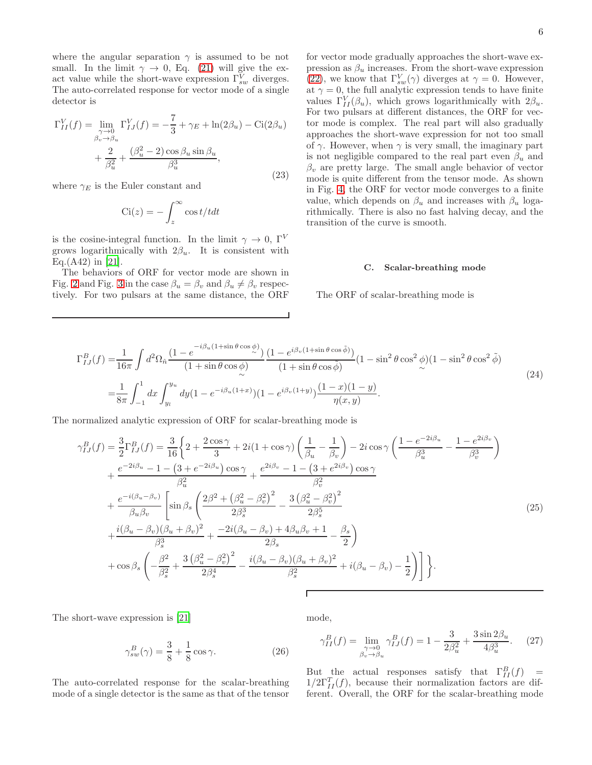where the angular separation $\gamma$ is assumed to be not small. In the limit $\gamma \to 0$, Eq. (21) will give the exact value while the short-wave expression $\Gamma^V_{sw}$ diverges. The auto-correlated response for vector mode of a single detector is

$$\Gamma^V_{II}(f) = \lim_{\substack{\gamma\to 0\\ \beta_v\to\beta_u}} \Gamma^V_{IJ}(f) = -\frac{7}{3} + \gamma_E + \ln(2\beta_u) - \mathrm{Ci}(2\beta_u) + \frac{2}{\beta_u^2} + \frac{(\beta_u^2-2)\cos\beta_u \sin\beta_u}{\beta_u^3}, \tag{23}$$

where $\gamma_E$ is the Euler constant and

$$\mathrm{Ci}(z) = -\int_z^\infty \cos t/t dt$$

is the cosine-integral function. In the limit $\gamma \to 0$, $\Gamma^V$ grows logarithmically with $2\beta_u$. It is consistent with Eq.(A42) in [21].

The behaviors of ORF for vector mode are shown in Fig. 2 and Fig. 3 in the case $\beta_u = \beta_v$ and $\beta_u \neq \beta_v$ respectively. For two pulsars at the same distance, the ORF for vector mode gradually approaches the short-wave expression as $\beta_u$ increases. From the short-wave expression (22), we know that $\Gamma^V_{sw}(\gamma)$ diverges at $\gamma = 0$. However, at $\gamma = 0$, the full analytic expression tends to have finite values $\Gamma^V_{II}(\beta_u)$, which grows logarithmically with $2\beta_u$. For two pulsars at different distances, the ORF for vector mode is complex. The real part will also gradually approaches the short-wave expression for not too small of $\gamma$. However, when $\gamma$ is very small, the imaginary part is not negligible compared to the real part even $\beta_u$ and $\beta_v$ are pretty large. The small angle behavior of vector mode is quite different from the tensor mode. As shown in Fig. 4, the ORF for vector mode converges to a finite value, which depends on $\beta_u$ and increases with $\beta_u$ logarithmically. There is also no fast halving decay, and the transition of the curve is smooth.

### C. Scalar-breathing mode

The ORF of scalar-breathing mode is

$$\begin{aligned}
\Gamma^B_{IJ}(f) =& \frac{1}{16\pi}\int d^2\Omega_{\hat n} \frac{(1-e^{-i\beta_u(1+\sin\theta\cos\underset{\sim}{\phi})})}{(1+\sin\theta\cos\underset{\sim}{\phi})}\frac{(1-e^{i\beta_v(1+\sin\theta\cos\tilde\phi)})}{(1+\sin\theta\cos\tilde\phi)}(1-\sin^2\theta\cos^2\underset{\sim}{\phi})(1-\sin^2\theta\cos^2\tilde\phi)\\
=& \frac{1}{8\pi}\int_{-1}^1 dx\int_{y_l}^{y_u} dy (1-e^{-i\beta_u(1+x)})(1-e^{i\beta_v(1+y)})\frac{(1-x)(1-y)}{\eta(x,y)}.
\end{aligned}\tag{24}$$

The normalized analytic expression of ORF for scalar-breathing mode is

$$\begin{aligned}
\gamma^B_{IJ}(f) =& \frac{3}{2}\Gamma^B_{IJ}(f) = \frac{3}{16}\Bigg\{2 + \frac{2\cos\gamma}{3} + 2i(1+\cos\gamma)\left(\frac{1}{\beta_u}-\frac{1}{\beta_v}\right) - 2i\cos\gamma\left(\frac{1-e^{-2i\beta_u}}{\beta_u^3} - \frac{1-e^{2i\beta_v}}{\beta_v^3}\right)\\
&+ \frac{e^{-2i\beta_u} - 1 - \left(3+e^{-2i\beta_u}\right)\cos\gamma}{\beta_u^2} + \frac{e^{2i\beta_v} - 1 - \left(3+e^{2i\beta_v}\right)\cos\gamma}{\beta_v^2}\\
&+ \frac{e^{-i(\beta_u-\beta_v)}}{\beta_u\beta_v}\Bigg[\sin\beta_s\left(\frac{2\beta^2 + \left(\beta_u^2-\beta_v^2\right)^2}{2\beta_s^3} - \frac{3\left(\beta_u^2-\beta_v^2\right)^2}{2\beta_s^5}\right.\\
&\left.+\frac{i(\beta_u-\beta_v)(\beta_u+\beta_v)^2}{\beta_s^3} + \frac{-2i(\beta_u-\beta_v)+4\beta_u\beta_v+1}{2\beta_s} - \frac{\beta_s}{2}\right)\\
&+\cos\beta_s\left(-\frac{\beta^2}{\beta_s^2} + \frac{3\left(\beta_u^2-\beta_v^2\right)^2}{2\beta_s^4} - \frac{i(\beta_u-\beta_v)(\beta_u+\beta_v)^2}{\beta_s^2} + i(\beta_u-\beta_v) - \frac{1}{2}\right)\Bigg]\Bigg\}.
\end{aligned}\tag{25}$$

The short-wave expression is [21]

$$\gamma^B_{sw}(\gamma) = \frac{3}{8} + \frac{1}{8}\cos\gamma. \tag{26}$$

The auto-correlated response for the scalar-breathing mode of a single detector is the same as that of the tensor mode,

$$\gamma^B_{II}(f) = \lim_{\substack{\gamma\to 0\\ \beta_v\to\beta_u}} \gamma^B_{IJ}(f) = 1 - \frac{3}{2\beta_u^2} + \frac{3\sin 2\beta_u}{4\beta_u^3}. \tag{27}$$

But the actual responses satisfy that $\Gamma^B_{II}(f) = 1/2\Gamma^T_{II}(f)$, because their normalization factors are different. Overall, the ORF for the scalar-breathing mode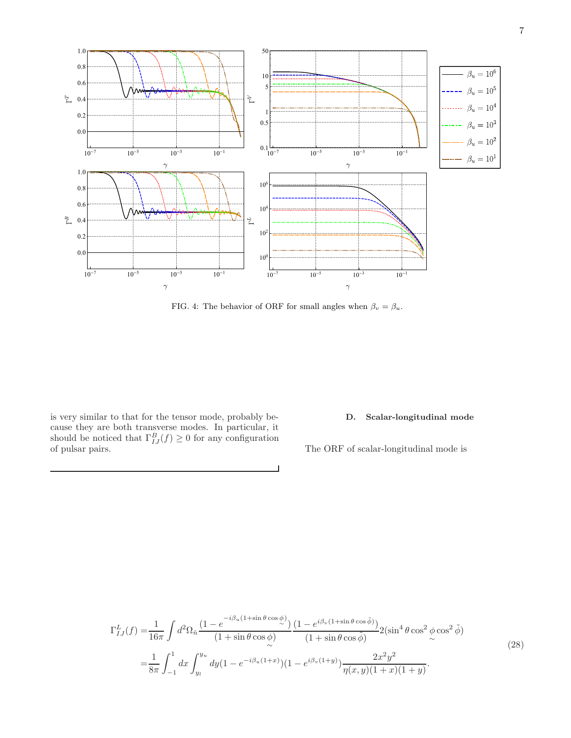FIG. 4: The behavior of ORF for small angles when $\beta_v = \beta_u$.

is very similar to that for the tensor mode, probably because they are both transverse modes. In particular, it should be noticed that $\Gamma^B_{IJ}(f) \geq 0$ for any configuration of pulsar pairs.

### D. Scalar-longitudinal mode

The ORF of scalar-longitudinal mode is

$$
\begin{aligned}
\Gamma^L_{IJ}(f) =& \frac{1}{16\pi}\int d^2\Omega_{\hat{n}} \frac{(1-e^{-i\beta_u(1+\sin\theta\cos\underset{\sim}{\phi})})}{(1+\sin\theta\cos\underset{\sim}{\phi})}\frac{(1-e^{i\beta_v(1+\sin\theta\cos\tilde{\phi})})}{(1+\sin\theta\cos\tilde{\phi})} 2(\sin^4\theta\cos^2\underset{\sim}{\phi}\cos^2\tilde{\phi}) \\
=& \frac{1}{8\pi}\int_{-1}^{1} dx \int_{y_l}^{y_u} dy (1-e^{-i\beta_u(1+x)})(1-e^{i\beta_v(1+y)})\frac{2x^2y^2}{\eta(x,y)(1+x)(1+y)}.
\end{aligned}
\tag{28}
$$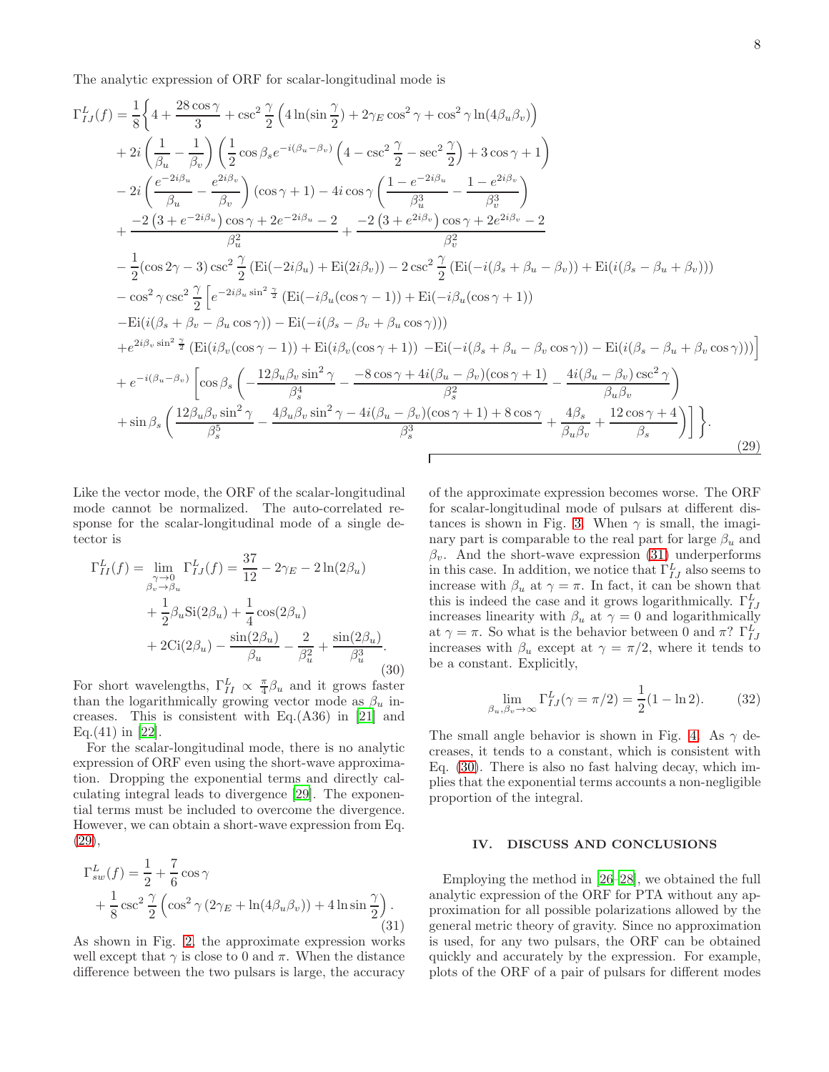The analytic expression of ORF for scalar-longitudinal mode is

$$
\begin{aligned}
\Gamma^L_{IJ}(f) = \frac{1}{8}\Bigg\{ & 4 + \frac{28\cos\gamma}{3} + \csc^2\frac{\gamma}{2}\left(4\ln(\sin\frac{\gamma}{2}) + 2\gamma_E\cos^2\gamma + \cos^2\gamma\ln(4\beta_u\beta_v)\right) \\
& + 2i\left(\frac{1}{\beta_u} - \frac{1}{\beta_v}\right)\left(\frac{1}{2}\cos\beta_s e^{-i(\beta_u-\beta_v)}\left(4 - \csc^2\frac{\gamma}{2} - \sec^2\frac{\gamma}{2}\right) + 3\cos\gamma + 1\right) \\
& - 2i\left(\frac{e^{-2i\beta_u}}{\beta_u} - \frac{e^{2i\beta_v}}{\beta_v}\right)(\cos\gamma + 1) - 4i\cos\gamma\left(\frac{1-e^{-2i\beta_u}}{\beta_u^3} - \frac{1-e^{2i\beta_v}}{\beta_v^3}\right) \\
& + \frac{-2\left(3+e^{-2i\beta_u}\right)\cos\gamma + 2e^{-2i\beta_u} - 2}{\beta_u^2} + \frac{-2\left(3+e^{2i\beta_v}\right)\cos\gamma + 2e^{2i\beta_v} - 2}{\beta_v^2} \\
& - \frac{1}{2}(\cos 2\gamma - 3)\csc^2\frac{\gamma}{2}\left(\mathrm{Ei}(-2i\beta_u) + \mathrm{Ei}(2i\beta_v)\right) - 2\csc^2\frac{\gamma}{2}\left(\mathrm{Ei}(-i(\beta_s+\beta_u-\beta_v)) + \mathrm{Ei}(i(\beta_s-\beta_u+\beta_v))\right) \\
& - \cos^2\gamma\csc^2\frac{\gamma}{2}\Big[e^{-2i\beta_u\sin^2\frac{\gamma}{2}}\left(\mathrm{Ei}(-i\beta_u(\cos\gamma-1)) + \mathrm{Ei}(-i\beta_u(\cos\gamma+1))\right. \\
& \left. - \mathrm{Ei}(i(\beta_s+\beta_v-\beta_u\cos\gamma)) - \mathrm{Ei}(-i(\beta_s-\beta_v+\beta_u\cos\gamma))\right) \\
& + e^{2i\beta_v\sin^2\frac{\gamma}{2}}\left(\mathrm{Ei}(i\beta_v(\cos\gamma-1)) + \mathrm{Ei}(i\beta_v(\cos\gamma+1)) - \mathrm{Ei}(-i(\beta_s+\beta_u-\beta_v\cos\gamma)) - \mathrm{Ei}(i(\beta_s-\beta_u+\beta_v\cos\gamma))\right)\Big] \\
& + e^{-i(\beta_u-\beta_v)}\Bigg[\cos\beta_s\left(-\frac{12\beta_u\beta_v\sin^2\gamma}{\beta_s^4} - \frac{-8\cos\gamma + 4i(\beta_u-\beta_v)(\cos\gamma+1)}{\beta_s^2} - \frac{4i(\beta_u-\beta_v)\csc^2\gamma}{\beta_u\beta_v}\right) \\
& + \sin\beta_s\left(\frac{12\beta_u\beta_v\sin^2\gamma}{\beta_s^5} - \frac{4\beta_u\beta_v\sin^2\gamma - 4i(\beta_u-\beta_v)(\cos\gamma+1) + 8\cos\gamma}{\beta_s^3} + \frac{4\beta_s}{\beta_u\beta_v} + \frac{12\cos\gamma + 4}{\beta_s}\right)\Bigg]\Bigg\}.
\end{aligned}
\tag{29}
$$

Like the vector mode, the ORF of the scalar-longitudinal mode cannot be normalized. The auto-correlated response for the scalar-longitudinal mode of a single detector is

$$
\begin{aligned}
\Gamma^L_{II}(f) = \lim_{\substack{\gamma\to 0\\ \beta_v\to\beta_u}}\Gamma^L_{IJ}(f) = & \frac{37}{12} - 2\gamma_E - 2\ln(2\beta_u) \\
& + \frac{1}{2}\beta_u\mathrm{Si}(2\beta_u) + \frac{1}{4}\cos(2\beta_u) \\
& + 2\mathrm{Ci}(2\beta_u) - \frac{\sin(2\beta_u)}{\beta_u} - \frac{2}{\beta_u^2} + \frac{\sin(2\beta_u)}{\beta_u^3}.
\end{aligned}
\tag{30}
$$

For short wavelengths, $\Gamma^L_{II} \propto \frac{\pi}{4}\beta_u$ and it grows faster than the logarithmically growing vector mode as $\beta_u$ increases. This is consistent with Eq.(A36) in [21] and Eq.(41) in [22].

For the scalar-longitudinal mode, there is no analytic expression of ORF even using the short-wave approximation. Dropping the exponential terms and directly calculating integral leads to divergence [29]. The exponential terms must be included to overcome the divergence. However, we can obtain a short-wave expression from Eq. (29),

$$
\begin{aligned}
\Gamma^L_{sw}(f) = & \frac{1}{2} + \frac{7}{6}\cos\gamma \\
& + \frac{1}{8}\csc^2\frac{\gamma}{2}\left(\cos^2\gamma\left(2\gamma_E + \ln(4\beta_u\beta_v)\right) + 4\ln\sin\frac{\gamma}{2}\right).
\end{aligned}
\tag{31}
$$

As shown in Fig. 2, the approximate expression works well except that $\gamma$ is close to 0 and $\pi$. When the distance difference between the two pulsars is large, the accuracy of the approximate expression becomes worse. The ORF for scalar-longitudinal mode of pulsars at different distances is shown in Fig. 3. When $\gamma$ is small, the imaginary part is comparable to the real part for large $\beta_u$ and $\beta_v$. And the short-wave expression (31) underperforms in this case. In addition, we notice that $\Gamma^L_{IJ}$ also seems to increase with $\beta_u$ at $\gamma = \pi$. In fact, it can be shown that this is indeed the case and it grows logarithmically. $\Gamma^L_{IJ}$ increases linearity with $\beta_u$ at $\gamma = 0$ and logarithmically at $\gamma = \pi$. So what is the behavior between 0 and $\pi$? $\Gamma^L_{IJ}$ increases with $\beta_u$ except at $\gamma = \pi/2$, where it tends to be a constant. Explicitly,

$$
\lim_{\beta_u,\beta_v\to\infty}\Gamma^L_{IJ}(\gamma=\pi/2) = \frac{1}{2}(1-\ln 2). \tag{32}
$$

The small angle behavior is shown in Fig. 4. As $\gamma$ decreases, it tends to a constant, which is consistent with Eq. (30). There is also no fast halving decay, which implies that the exponential terms accounts a non-negligible proportion of the integral.

## IV. DISCUSS AND CONCLUSIONS

Employing the method in [26–28], we obtained the full analytic expression of the ORF for PTA without any approximation for all possible polarizations allowed by the general metric theory of gravity. Since no approximation is used, for any two pulsars, the ORF can be obtained quickly and accurately by the expression. For example, plots of the ORF of a pair of pulsars for different modes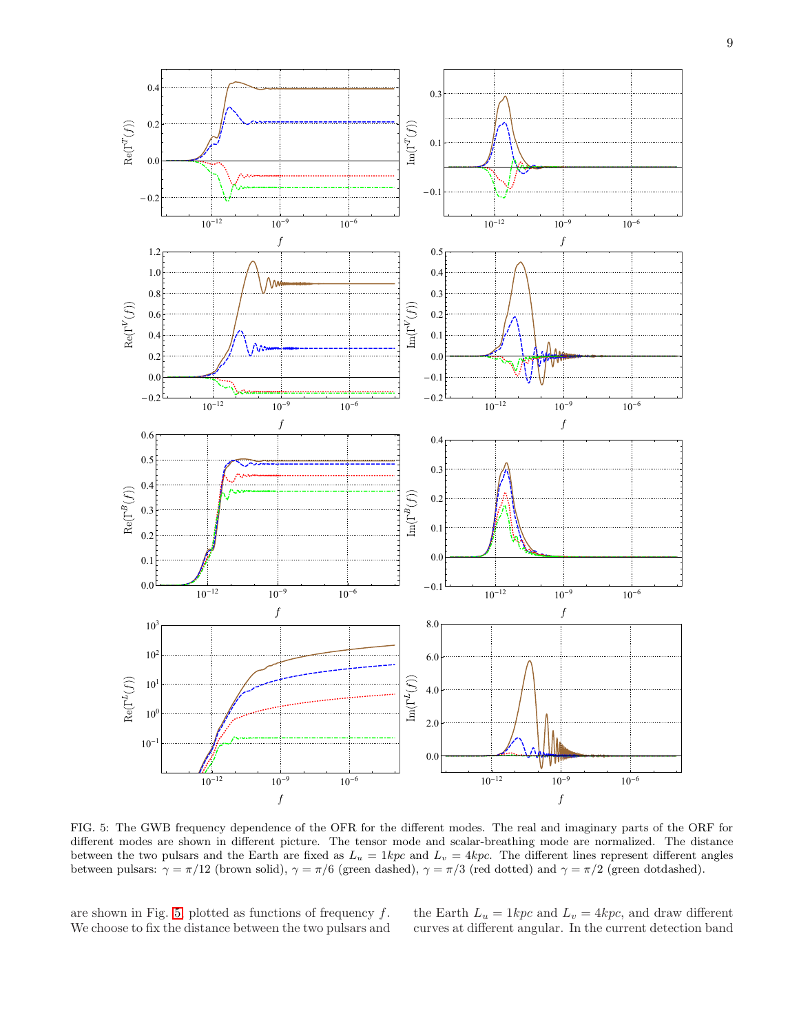FIG. 5: The GWB frequency dependence of the OFR for the different modes. The real and imaginary parts of the ORF for different modes are shown in different picture. The tensor mode and scalar-breathing mode are normalized. The distance between the two pulsars and the Earth are fixed as $L_u = 1kpc$ and $L_v = 4kpc$. The different lines represent different angles between pulsars: $\gamma = \pi/12$ (brown solid), $\gamma = \pi/6$ (green dashed), $\gamma = \pi/3$ (red dotted) and $\gamma = \pi/2$ (green dotdashed).

are shown in Fig. 5 plotted as functions of frequency $f$. We choose to fix the distance between the two pulsars and the Earth $L_u = 1kpc$ and $L_v = 4kpc$, and draw different curves at different angular. In the current detection band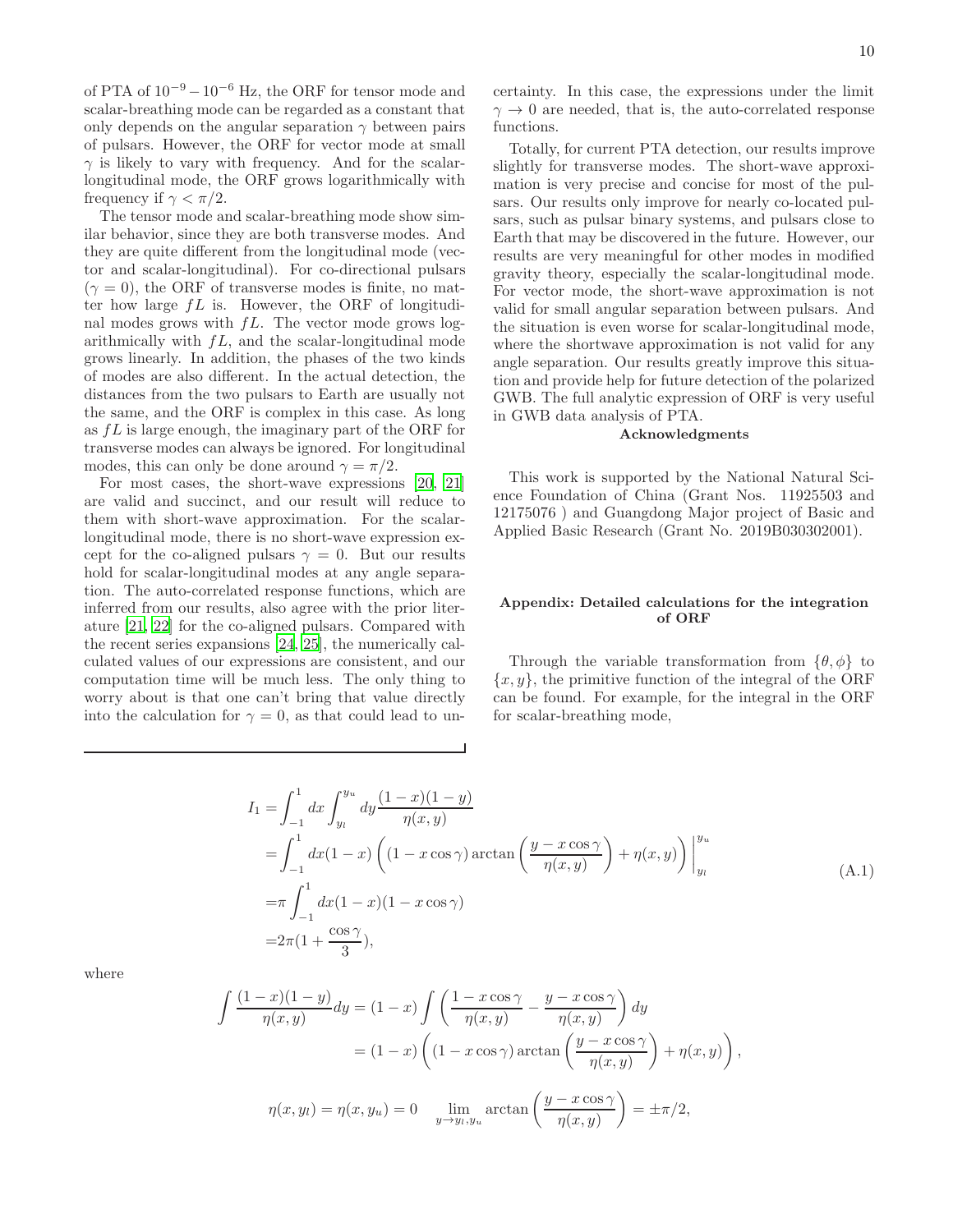of PTA of $10^{-9} - 10^{-6}$ Hz, the ORF for tensor mode and scalar-breathing mode can be regarded as a constant that only depends on the angular separation $\gamma$ between pairs of pulsars. However, the ORF for vector mode at small $\gamma$ is likely to vary with frequency. And for the scalar-longitudinal mode, the ORF grows logarithmically with frequency if $\gamma < \pi/2$.

The tensor mode and scalar-breathing mode show similar behavior, since they are both transverse modes. And they are quite different from the longitudinal mode (vector and scalar-longitudinal). For co-directional pulsars ($\gamma = 0$), the ORF of transverse modes is finite, no matter how large $fL$ is. However, the ORF of longitudinal modes grows with $fL$. The vector mode grows logarithmically with $fL$, and the scalar-longitudinal mode grows linearly. In addition, the phases of the two kinds of modes are also different. In the actual detection, the distances from the two pulsars to Earth are usually not the same, and the ORF is complex in this case. As long as $fL$ is large enough, the imaginary part of the ORF for transverse modes can always be ignored. For longitudinal modes, this can only be done around $\gamma = \pi/2$.

For most cases, the short-wave expressions [20, 21] are valid and succinct, and our result will reduce to them with short-wave approximation. For the scalar-longitudinal mode, there is no short-wave expression except for the co-aligned pulsars $\gamma = 0$. But our results hold for scalar-longitudinal modes at any angle separation. The auto-correlated response functions, which are inferred from our results, also agree with the prior literature [21, 22] for the co-aligned pulsars. Compared with the recent series expansions [24, 25], the numerically calculated values of our expressions are consistent, and our computation time will be much less. The only thing to worry about is that one can't bring that value directly into the calculation for $\gamma = 0$, as that could lead to uncertainty. In this case, the expressions under the limit $\gamma \to 0$ are needed, that is, the auto-correlated response functions.

Totally, for current PTA detection, our results improve slightly for transverse modes. The short-wave approximation is very precise and concise for most of the pulsars. Our results only improve for nearly co-located pulsars, such as pulsar binary systems, and pulsars close to Earth that may be discovered in the future. However, our results are very meaningful for other modes in modified gravity theory, especially the scalar-longitudinal mode. For vector mode, the short-wave approximation is not valid for small angular separation between pulsars. And the situation is even worse for scalar-longitudinal mode, where the shortwave approximation is not valid for any angle separation. Our results greatly improve this situation and provide help for future detection of the polarized GWB. The full analytic expression of ORF is very useful in GWB data analysis of PTA.

### Acknowledgments

This work is supported by the National Natural Science Foundation of China (Grant Nos. 11925503 and 12175076 ) and Guangdong Major project of Basic and Applied Basic Research (Grant No. 2019B030302001).

### Appendix: Detailed calculations for the integration of ORF

Through the variable transformation from $\{\theta, \phi\}$ to $\{x, y\}$, the primitive function of the integral of the ORF can be found. For example, for the integral in the ORF for scalar-breathing mode,

$$
\begin{aligned}
I_1 =& \int_{-1}^{1} dx \int_{y_l}^{y_u} dy \frac{(1-x)(1-y)}{\eta(x,y)} \\
=& \int_{-1}^{1} dx (1-x) \left( (1 - x\cos\gamma) \arctan\left( \frac{y - x\cos\gamma}{\eta(x,y)} \right) + \eta(x,y) \right) \Bigg|_{y_l}^{y_u} \\
=& \pi \int_{-1}^{1} dx (1-x)(1 - x\cos\gamma) \\
=& 2\pi \left(1 + \frac{\cos\gamma}{3}\right),
\end{aligned}
\tag{A.1}
$$

where

$$
\begin{aligned}
\int \frac{(1-x)(1-y)}{\eta(x,y)} dy &= (1-x) \int \left( \frac{1 - x\cos\gamma}{\eta(x,y)} - \frac{y - x\cos\gamma}{\eta(x,y)} \right) dy \\
&= (1-x) \left( (1 - x\cos\gamma) \arctan\left( \frac{y - x\cos\gamma}{\eta(x,y)} \right) + \eta(x,y) \right),
\end{aligned}
$$

$$
\eta(x, y_l) = \eta(x, y_u) = 0 \qquad \lim_{y \to y_l, y_u} \arctan\left( \frac{y - x\cos\gamma}{\eta(x,y)} \right) = \pm\pi/2,
$$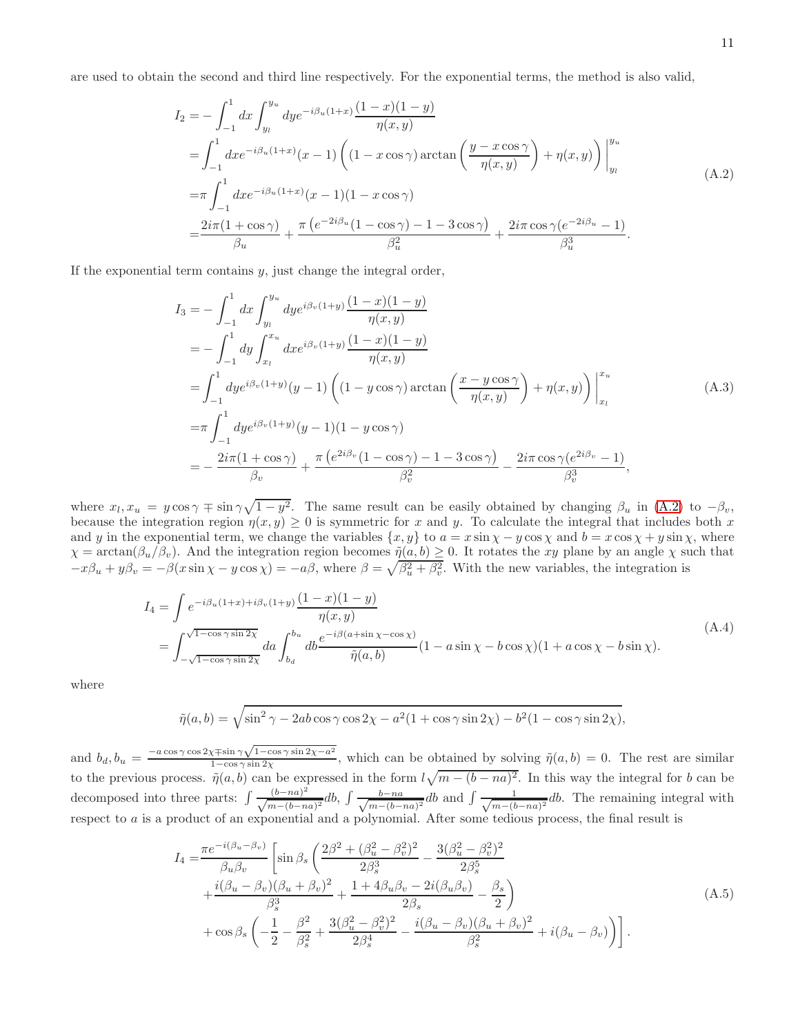are used to obtain the second and third line respectively. For the exponential terms, the method is also valid,

$$
\begin{aligned}
I_2 =& -\int_{-1}^{1} dx \int_{y_l}^{y_u} dy e^{-i\beta_u(1+x)} \frac{(1-x)(1-y)}{\eta(x,y)} \\
=& \int_{-1}^{1} dx e^{-i\beta_u(1+x)} (x-1) \left( (1 - x\cos\gamma) \arctan\left( \frac{y - x\cos\gamma}{\eta(x,y)} \right) + \eta(x,y) \right) \Bigg|_{y_l}^{y_u} \\
=& \pi \int_{-1}^{1} dx e^{-i\beta_u(1+x)} (x-1)(1 - x\cos\gamma) \\
=& \frac{2i\pi(1+\cos\gamma)}{\beta_u} + \frac{\pi\left(e^{-2i\beta_u}(1-\cos\gamma) - 1 - 3\cos\gamma\right)}{\beta_u^2} + \frac{2i\pi\cos\gamma(e^{-2i\beta_u} - 1)}{\beta_u^3}.
\end{aligned}
\tag{A.2}
$$

If the exponential term contains $y$, just change the integral order,

$$
\begin{aligned}
I_3 =& -\int_{-1}^{1} dx \int_{y_l}^{y_u} dy e^{i\beta_v(1+y)} \frac{(1-x)(1-y)}{\eta(x,y)} \\
=& -\int_{-1}^{1} dy \int_{x_l}^{x_u} dx e^{i\beta_v(1+y)} \frac{(1-x)(1-y)}{\eta(x,y)} \\
=& \int_{-1}^{1} dy e^{i\beta_v(1+y)} (y-1) \left( (1 - y\cos\gamma) \arctan\left( \frac{x - y\cos\gamma}{\eta(x,y)} \right) + \eta(x,y) \right) \Bigg|_{x_l}^{x_u} \\
=& \pi \int_{-1}^{1} dy e^{i\beta_v(1+y)} (y-1)(1 - y\cos\gamma) \\
=& -\frac{2i\pi(1+\cos\gamma)}{\beta_v} + \frac{\pi\left(e^{2i\beta_v}(1-\cos\gamma) - 1 - 3\cos\gamma\right)}{\beta_v^2} - \frac{2i\pi\cos\gamma(e^{2i\beta_v} - 1)}{\beta_v^3},
\end{aligned}
\tag{A.3}
$$

where $x_l, x_u = y\cos\gamma \mp \sin\gamma\sqrt{1-y^2}$. The same result can be easily obtained by changing $\beta_u$ in (A.2) to $-\beta_v$, because the integration region $\eta(x,y) \geq 0$ is symmetric for $x$ and $y$. To calculate the integral that includes both $x$ and $y$ in the exponential term, we change the variables $\{x, y\}$ to $a = x\sin\chi - y\cos\chi$ and $b = x\cos\chi + y\sin\chi$, where $\chi = \arctan(\beta_u/\beta_v)$. And the integration region becomes $\tilde{\eta}(a,b) \geq 0$. It rotates the $xy$ plane by an angle $\chi$ such that $-x\beta_u + y\beta_v = -\beta(x\sin\chi - y\cos\chi) = -a\beta$, where $\beta = \sqrt{\beta_u^2 + \beta_v^2}$. With the new variables, the integration is

$$
\begin{aligned}
I_4 =& \int e^{-i\beta_u(1+x) + i\beta_v(1+y)} \frac{(1-x)(1-y)}{\eta(x,y)} \\
=& \int_{-\sqrt{1-\cos\gamma\sin 2\chi}}^{\sqrt{1-\cos\gamma\sin 2\chi}} da \int_{b_d}^{b_u} db \frac{e^{-i\beta(a + \sin\chi - \cos\chi)}}{\tilde{\eta}(a,b)} (1 - a\sin\chi - b\cos\chi)(1 + a\cos\chi - b\sin\chi).
\end{aligned}
\tag{A.4}
$$

where

$$
\tilde{\eta}(a,b) = \sqrt{\sin^2\gamma - 2ab\cos\gamma\cos 2\chi - a^2(1 + \cos\gamma\sin 2\chi) - b^2(1 - \cos\gamma\sin 2\chi)},
$$

and $b_d, b_u = \frac{-a\cos\gamma\cos 2\chi \mp \sin\gamma\sqrt{1 - \cos\gamma\sin 2\chi - a^2}}{1 - \cos\gamma\sin 2\chi}$, which can be obtained by solving $\tilde{\eta}(a,b) = 0$. The rest are similar to the previous process. $\tilde{\eta}(a,b)$ can be expressed in the form $l\sqrt{m - (b - na)^2}$. In this way the integral for $b$ can be decomposed into three parts: $\int \frac{(b-na)^2}{\sqrt{m-(b-na)^2}} db$, $\int \frac{b-na}{\sqrt{m-(b-na)^2}} db$ and $\int \frac{1}{\sqrt{m-(b-na)^2}} db$. The remaining integral with respect to $a$ is a product of an exponential and a polynomial. After some tedious process, the final result is

$$
\begin{aligned}
I_4 =& \frac{\pi e^{-i(\beta_u - \beta_v)}}{\beta_u\beta_v} \Bigg[ \sin\beta_s \left( \frac{2\beta^2 + (\beta_u^2 - \beta_v^2)^2}{2\beta_s^3} - \frac{3(\beta_u^2 - \beta_v^2)^2}{2\beta_s^5} \right. \\
&+ \left. \frac{i(\beta_u - \beta_v)(\beta_u + \beta_v)^2}{\beta_s^3} + \frac{1 + 4\beta_u\beta_v - 2i(\beta_u\beta_v)}{2\beta_s} - \frac{\beta_s}{2} \right) \\
&+ \cos\beta_s \left( -\frac{1}{2} - \frac{\beta^2}{\beta_s^2} + \frac{3(\beta_u^2 - \beta_v^2)^2}{2\beta_s^4} - \frac{i(\beta_u - \beta_v)(\beta_u + \beta_v)^2}{\beta_s^2} + i(\beta_u - \beta_v) \right) \Bigg].
\end{aligned}
\tag{A.5}
$$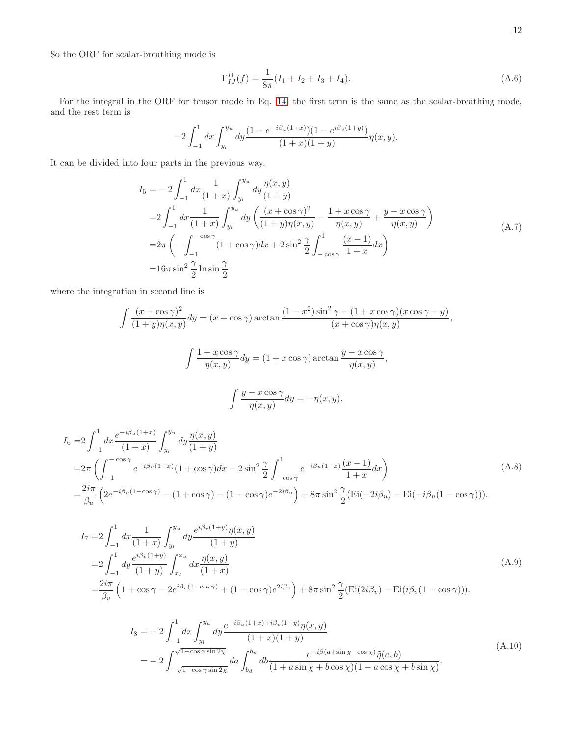So the ORF for scalar-breathing mode is

$$\Gamma_{IJ}^{B}(f) = \frac{1}{8\pi}(I_1 + I_2 + I_3 + I_4). \tag{A.6}$$

For the integral in the ORF for tensor mode in Eq. 14, the first term is the same as the scalar-breathing mode, and the rest term is

$$-2\int_{-1}^{1} dx \int_{y_l}^{y_u} dy \frac{(1-e^{-i\beta_u(1+x)})(1-e^{i\beta_v(1+y)})}{(1+x)(1+y)}\eta(x,y).$$

It can be divided into four parts in the previous way.

$$\begin{aligned}
I_5 =& -2\int_{-1}^{1} dx \frac{1}{(1+x)} \int_{y_l}^{y_u} dy \frac{\eta(x,y)}{(1+y)} \\
=& 2\int_{-1}^{1} dx \frac{1}{(1+x)} \int_{y_l}^{y_u} dy \left( \frac{(x+\cos\gamma)^2}{(1+y)\eta(x,y)} - \frac{1+x\cos\gamma}{\eta(x,y)} + \frac{y-x\cos\gamma}{\eta(x,y)} \right) \\
=& 2\pi \left( -\int_{-1}^{-\cos\gamma} (1+\cos\gamma) dx + 2\sin^2\frac{\gamma}{2} \int_{-\cos\gamma}^{1} \frac{(x-1)}{1+x} dx \right) \\
=& 16\pi \sin^2\frac{\gamma}{2} \ln\sin\frac{\gamma}{2}
\end{aligned} \tag{A.7}$$

where the integration in second line is

$$\int \frac{(x+\cos\gamma)^2}{(1+y)\eta(x,y)} dy = (x+\cos\gamma)\arctan\frac{(1-x^2)\sin^2\gamma - (1+x\cos\gamma)(x\cos\gamma - y)}{(x+\cos\gamma)\eta(x,y)},$$

$$\int \frac{1+x\cos\gamma}{\eta(x,y)} dy = (1+x\cos\gamma)\arctan\frac{y-x\cos\gamma}{\eta(x,y)},$$

$$\int \frac{y-x\cos\gamma}{\eta(x,y)} dy = -\eta(x,y).$$

$$\begin{aligned}
I_6 =& 2\int_{-1}^{1} dx \frac{e^{-i\beta_u(1+x)}}{(1+x)} \int_{y_l}^{y_u} dy \frac{\eta(x,y)}{(1+y)} \\
=& 2\pi \left( \int_{-1}^{-\cos\gamma} e^{-i\beta_u(1+x)}(1+\cos\gamma) dx - 2\sin^2\frac{\gamma}{2} \int_{-\cos\gamma}^{1} e^{-i\beta_u(1+x)} \frac{(x-1)}{1+x} dx \right) \\
=& \frac{2i\pi}{\beta_u} \left( 2e^{-i\beta_u(1-\cos\gamma)} - (1+\cos\gamma) - (1-\cos\gamma)e^{-2i\beta_u} \right) + 8\pi\sin^2\frac{\gamma}{2}(\mathrm{Ei}(-2i\beta_u) - \mathrm{Ei}(-i\beta_u(1-\cos\gamma))).
\end{aligned} \tag{A.8}$$

$$\begin{aligned}
I_7 =& 2\int_{-1}^{1} dx \frac{1}{(1+x)} \int_{y_l}^{y_u} dy \frac{e^{i\beta_v(1+y)}\eta(x,y)}{(1+y)} \\
=& 2\int_{-1}^{1} dy \frac{e^{i\beta_v(1+y)}}{(1+y)} \int_{x_l}^{x_u} dx \frac{\eta(x,y)}{(1+x)} \\
=& \frac{2i\pi}{\beta_v} \left( 1+\cos\gamma - 2e^{i\beta_v(1-\cos\gamma)} + (1-\cos\gamma)e^{2i\beta_v} \right) + 8\pi\sin^2\frac{\gamma}{2}(\mathrm{Ei}(2i\beta_v) - \mathrm{Ei}(i\beta_v(1-\cos\gamma))).
\end{aligned} \tag{A.9}$$

$$\begin{aligned}
I_8 =& -2\int_{-1}^{1} dx \int_{y_l}^{y_u} dy \frac{e^{-i\beta_u(1+x)+i\beta_v(1+y)}\eta(x,y)}{(1+x)(1+y)} \\
=& -2\int_{-\sqrt{1-\cos\gamma\sin 2\chi}}^{\sqrt{1-\cos\gamma\sin 2\chi}} da \int_{b_d}^{b_u} db \frac{e^{-i\beta(a+\sin\chi-\cos\chi)}\tilde{\eta}(a,b)}{(1+a\sin\chi+b\cos\chi)(1-a\cos\chi+b\sin\chi)}.
\end{aligned} \tag{A.10}$$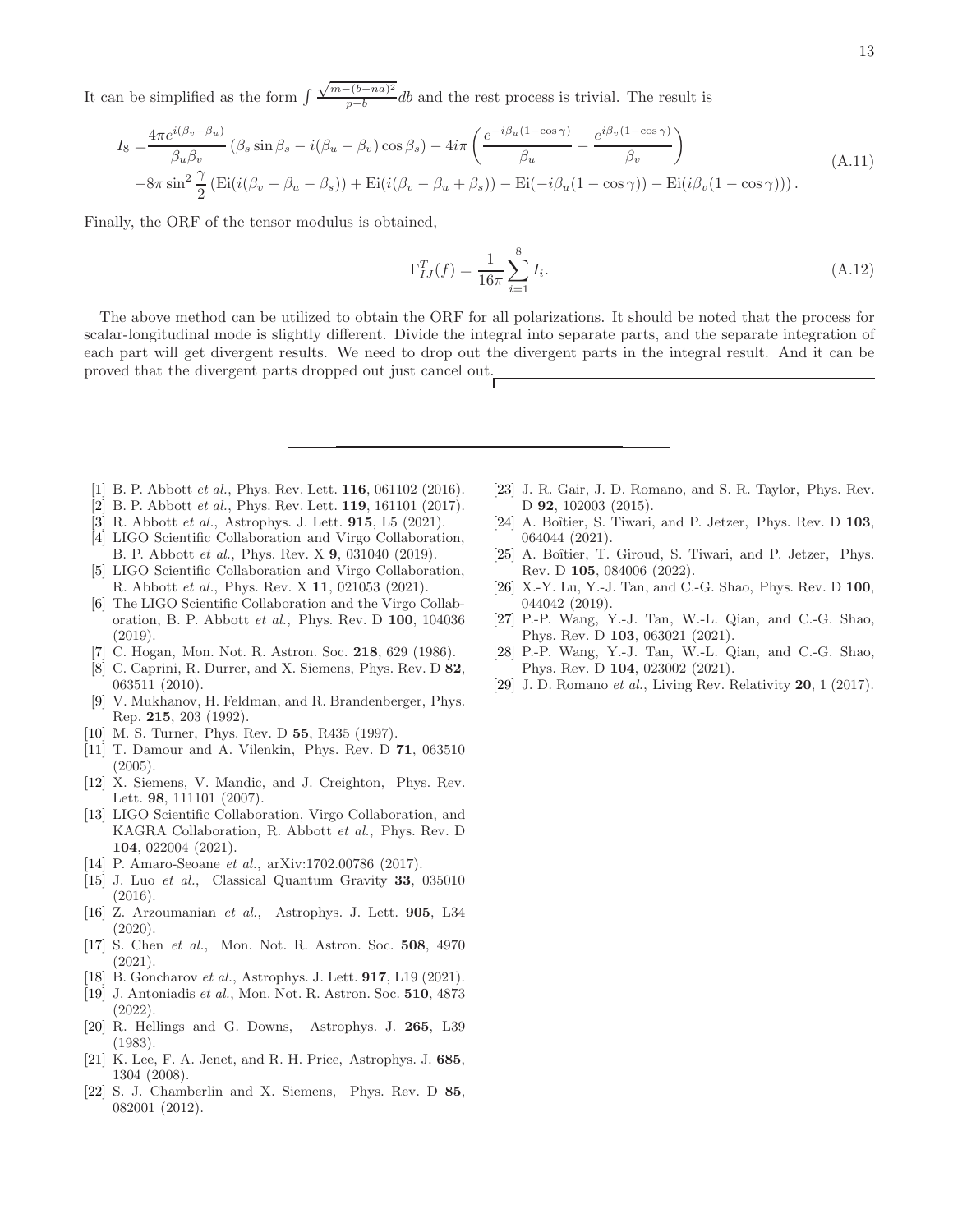It can be simplified as the form $\int \frac{\sqrt{m-(b-na)^2}}{p-b} db$ and the rest process is trivial. The result is

$$
\begin{aligned}
I_8 =& \frac{4\pi e^{i(\beta_v-\beta_u)}}{\beta_u\beta_v}\left(\beta_s \sin\beta_s - i(\beta_u-\beta_v)\cos\beta_s\right) - 4i\pi\left(\frac{e^{-i\beta_u(1-\cos\gamma)}}{\beta_u} - \frac{e^{i\beta_v(1-\cos\gamma)}}{\beta_v}\right) \\
&-8\pi\sin^2\frac{\gamma}{2}\left(\mathrm{Ei}(i(\beta_v-\beta_u-\beta_s)) + \mathrm{Ei}(i(\beta_v-\beta_u+\beta_s)) - \mathrm{Ei}(-i\beta_u(1-\cos\gamma)) - \mathrm{Ei}(i\beta_v(1-\cos\gamma))\right).
\end{aligned} \tag{A.11}
$$

Finally, the ORF of the tensor modulus is obtained,

$$
\Gamma_{IJ}^T(f) = \frac{1}{16\pi}\sum_{i=1}^{8} I_i. \tag{A.12}
$$

The above method can be utilized to obtain the ORF for all polarizations. It should be noted that the process for scalar-longitudinal mode is slightly different. Divide the integral into separate parts, and the separate integration of each part will get divergent results. We need to drop out the divergent parts in the integral result. And it can be proved that the divergent parts dropped out just cancel out.

---

[1] B. P. Abbott *et al.*, Phys. Rev. Lett. **116**, 061102 (2016).
[2] B. P. Abbott *et al.*, Phys. Rev. Lett. **119**, 161101 (2017).
[3] R. Abbott *et al.*, Astrophys. J. Lett. **915**, L5 (2021).
[4] LIGO Scientific Collaboration and Virgo Collaboration, B. P. Abbott *et al.*, Phys. Rev. X **9**, 031040 (2019).
[5] LIGO Scientific Collaboration and Virgo Collaboration, R. Abbott *et al.*, Phys. Rev. X **11**, 021053 (2021).
[6] The LIGO Scientific Collaboration and the Virgo Collaboration, B. P. Abbott *et al.*, Phys. Rev. D **100**, 104036 (2019).
[7] C. Hogan, Mon. Not. R. Astron. Soc. **218**, 629 (1986).
[8] C. Caprini, R. Durrer, and X. Siemens, Phys. Rev. D **82**, 063511 (2010).
[9] V. Mukhanov, H. Feldman, and R. Brandenberger, Phys. Rep. **215**, 203 (1992).
[10] M. S. Turner, Phys. Rev. D **55**, R435 (1997).
[11] T. Damour and A. Vilenkin, Phys. Rev. D **71**, 063510 (2005).
[12] X. Siemens, V. Mandic, and J. Creighton, Phys. Rev. Lett. **98**, 111101 (2007).
[13] LIGO Scientific Collaboration, Virgo Collaboration, and KAGRA Collaboration, R. Abbott *et al.*, Phys. Rev. D **104**, 022004 (2021).
[14] P. Amaro-Seoane *et al.*, arXiv:1702.00786 (2017).
[15] J. Luo *et al.*, Classical Quantum Gravity **33**, 035010 (2016).
[16] Z. Arzoumanian *et al.*, Astrophys. J. Lett. **905**, L34 (2020).
[17] S. Chen *et al.*, Mon. Not. R. Astron. Soc. **508**, 4970 (2021).
[18] B. Goncharov *et al.*, Astrophys. J. Lett. **917**, L19 (2021).
[19] J. Antoniadis *et al.*, Mon. Not. R. Astron. Soc. **510**, 4873 (2022).
[20] R. Hellings and G. Downs, Astrophys. J. **265**, L39 (1983).
[21] K. Lee, F. A. Jenet, and R. H. Price, Astrophys. J. **685**, 1304 (2008).
[22] S. J. Chamberlin and X. Siemens, Phys. Rev. D **85**, 082001 (2012).
[23] J. R. Gair, J. D. Romano, and S. R. Taylor, Phys. Rev. D **92**, 102003 (2015).
[24] A. Boîtier, S. Tiwari, and P. Jetzer, Phys. Rev. D **103**, 064044 (2021).
[25] A. Boîtier, T. Giroud, S. Tiwari, and P. Jetzer, Phys. Rev. D **105**, 084006 (2022).
[26] X.-Y. Lu, Y.-J. Tan, and C.-G. Shao, Phys. Rev. D **100**, 044042 (2019).
[27] P.-P. Wang, Y.-J. Tan, W.-L. Qian, and C.-G. Shao, Phys. Rev. D **103**, 063021 (2021).
[28] P.-P. Wang, Y.-J. Tan, W.-L. Qian, and C.-G. Shao, Phys. Rev. D **104**, 023002 (2021).
[29] J. D. Romano *et al.*, Living Rev. Relativity **20**, 1 (2017).